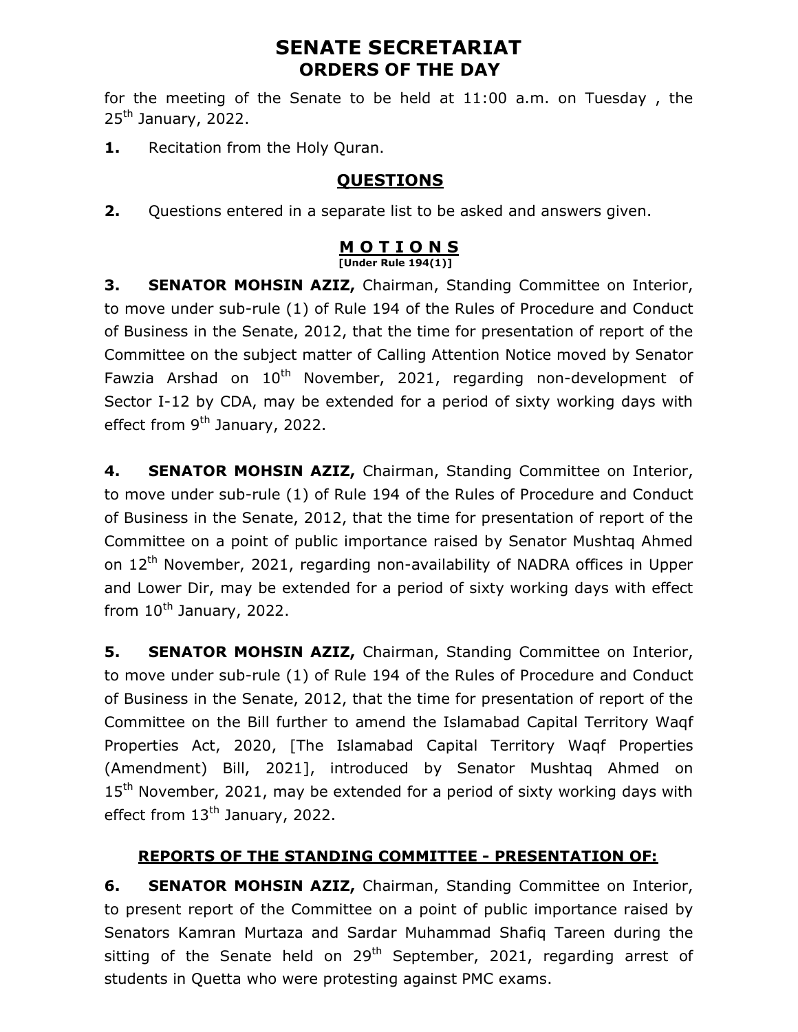# SENATE SECRETARIAT
## ORDERS OF THE DAY

for the meeting of the Senate to be held at 11:00 a.m. on Tuesday , the 25th January, 2022.

**1.** Recitation from the Holy Quran.

## QUESTIONS

**2.** Questions entered in a separate list to be asked and answers given.

## M O T I O N S
**[Under Rule 194(1)]**

**3. SENATOR MOHSIN AZIZ,** Chairman, Standing Committee on Interior, to move under sub-rule (1) of Rule 194 of the Rules of Procedure and Conduct of Business in the Senate, 2012, that the time for presentation of report of the Committee on the subject matter of Calling Attention Notice moved by Senator Fawzia Arshad on 10th November, 2021, regarding non-development of Sector I-12 by CDA, may be extended for a period of sixty working days with effect from 9th January, 2022.

**4. SENATOR MOHSIN AZIZ,** Chairman, Standing Committee on Interior, to move under sub-rule (1) of Rule 194 of the Rules of Procedure and Conduct of Business in the Senate, 2012, that the time for presentation of report of the Committee on a point of public importance raised by Senator Mushtaq Ahmed on 12th November, 2021, regarding non-availability of NADRA offices in Upper and Lower Dir, may be extended for a period of sixty working days with effect from 10th January, 2022.

**5. SENATOR MOHSIN AZIZ,** Chairman, Standing Committee on Interior, to move under sub-rule (1) of Rule 194 of the Rules of Procedure and Conduct of Business in the Senate, 2012, that the time for presentation of report of the Committee on the Bill further to amend the Islamabad Capital Territory Waqf Properties Act, 2020, [The Islamabad Capital Territory Waqf Properties (Amendment) Bill, 2021], introduced by Senator Mushtaq Ahmed on 15th November, 2021, may be extended for a period of sixty working days with effect from 13th January, 2022.

## REPORTS OF THE STANDING COMMITTEE - PRESENTATION OF:

**6. SENATOR MOHSIN AZIZ,** Chairman, Standing Committee on Interior, to present report of the Committee on a point of public importance raised by Senators Kamran Murtaza and Sardar Muhammad Shafiq Tareen during the sitting of the Senate held on 29th September, 2021, regarding arrest of students in Quetta who were protesting against PMC exams.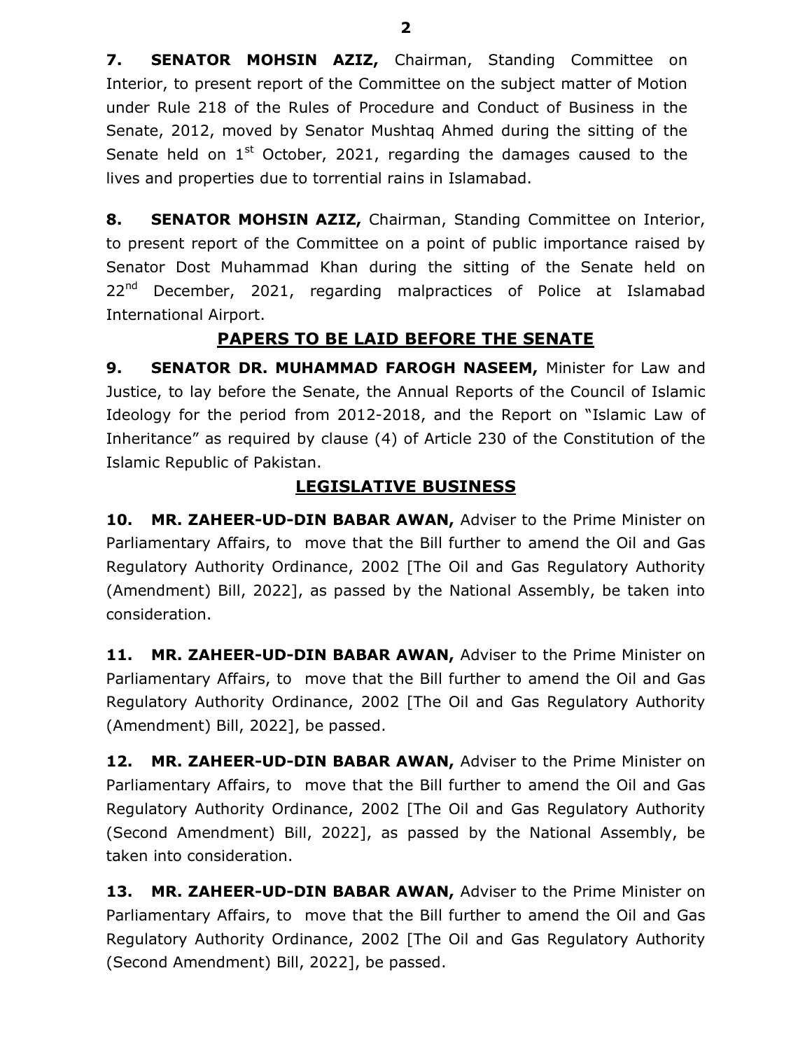**7. SENATOR MOHSIN AZIZ,** Chairman, Standing Committee on Interior, to present report of the Committee on the subject matter of Motion under Rule 218 of the Rules of Procedure and Conduct of Business in the Senate, 2012, moved by Senator Mushtaq Ahmed during the sitting of the Senate held on 1st October, 2021, regarding the damages caused to the lives and properties due to torrential rains in Islamabad.

**8. SENATOR MOHSIN AZIZ,** Chairman, Standing Committee on Interior, to present report of the Committee on a point of public importance raised by Senator Dost Muhammad Khan during the sitting of the Senate held on 22nd December, 2021, regarding malpractices of Police at Islamabad International Airport.

## PAPERS TO BE LAID BEFORE THE SENATE

**9. SENATOR DR. MUHAMMAD FAROGH NASEEM,** Minister for Law and Justice, to lay before the Senate, the Annual Reports of the Council of Islamic Ideology for the period from 2012-2018, and the Report on "Islamic Law of Inheritance" as required by clause (4) of Article 230 of the Constitution of the Islamic Republic of Pakistan.

## LEGISLATIVE BUSINESS

**10. MR. ZAHEER-UD-DIN BABAR AWAN,** Adviser to the Prime Minister on Parliamentary Affairs, to move that the Bill further to amend the Oil and Gas Regulatory Authority Ordinance, 2002 [The Oil and Gas Regulatory Authority (Amendment) Bill, 2022], as passed by the National Assembly, be taken into consideration.

**11. MR. ZAHEER-UD-DIN BABAR AWAN,** Adviser to the Prime Minister on Parliamentary Affairs, to move that the Bill further to amend the Oil and Gas Regulatory Authority Ordinance, 2002 [The Oil and Gas Regulatory Authority (Amendment) Bill, 2022], be passed.

**12. MR. ZAHEER-UD-DIN BABAR AWAN,** Adviser to the Prime Minister on Parliamentary Affairs, to move that the Bill further to amend the Oil and Gas Regulatory Authority Ordinance, 2002 [The Oil and Gas Regulatory Authority (Second Amendment) Bill, 2022], as passed by the National Assembly, be taken into consideration.

**13. MR. ZAHEER-UD-DIN BABAR AWAN,** Adviser to the Prime Minister on Parliamentary Affairs, to move that the Bill further to amend the Oil and Gas Regulatory Authority Ordinance, 2002 [The Oil and Gas Regulatory Authority (Second Amendment) Bill, 2022], be passed.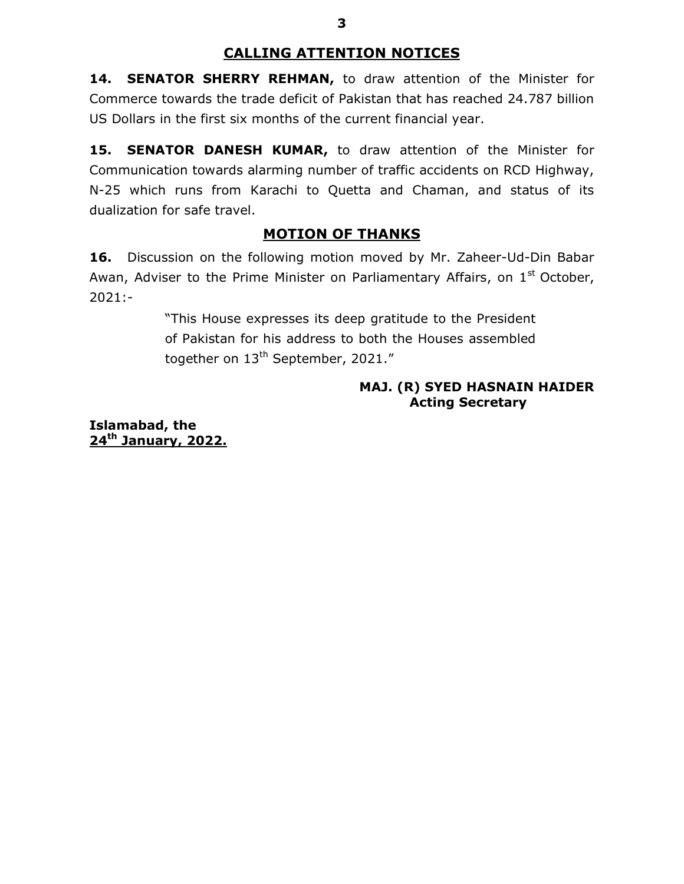## CALLING ATTENTION NOTICES

**14. SENATOR SHERRY REHMAN,** to draw attention of the Minister for Commerce towards the trade deficit of Pakistan that has reached 24.787 billion US Dollars in the first six months of the current financial year.

**15. SENATOR DANESH KUMAR,** to draw attention of the Minister for Communication towards alarming number of traffic accidents on RCD Highway, N-25 which runs from Karachi to Quetta and Chaman, and status of its dualization for safe travel.

## MOTION OF THANKS

**16.** Discussion on the following motion moved by Mr. Zaheer-Ud-Din Babar Awan, Adviser to the Prime Minister on Parliamentary Affairs, on 1st October, 2021:-

> "This House expresses its deep gratitude to the President of Pakistan for his address to both the Houses assembled together on 13th September, 2021."

**MAJ. (R) SYED HASNAIN HAIDER**
**Acting Secretary**

**Islamabad, the**
**24th January, 2022.**